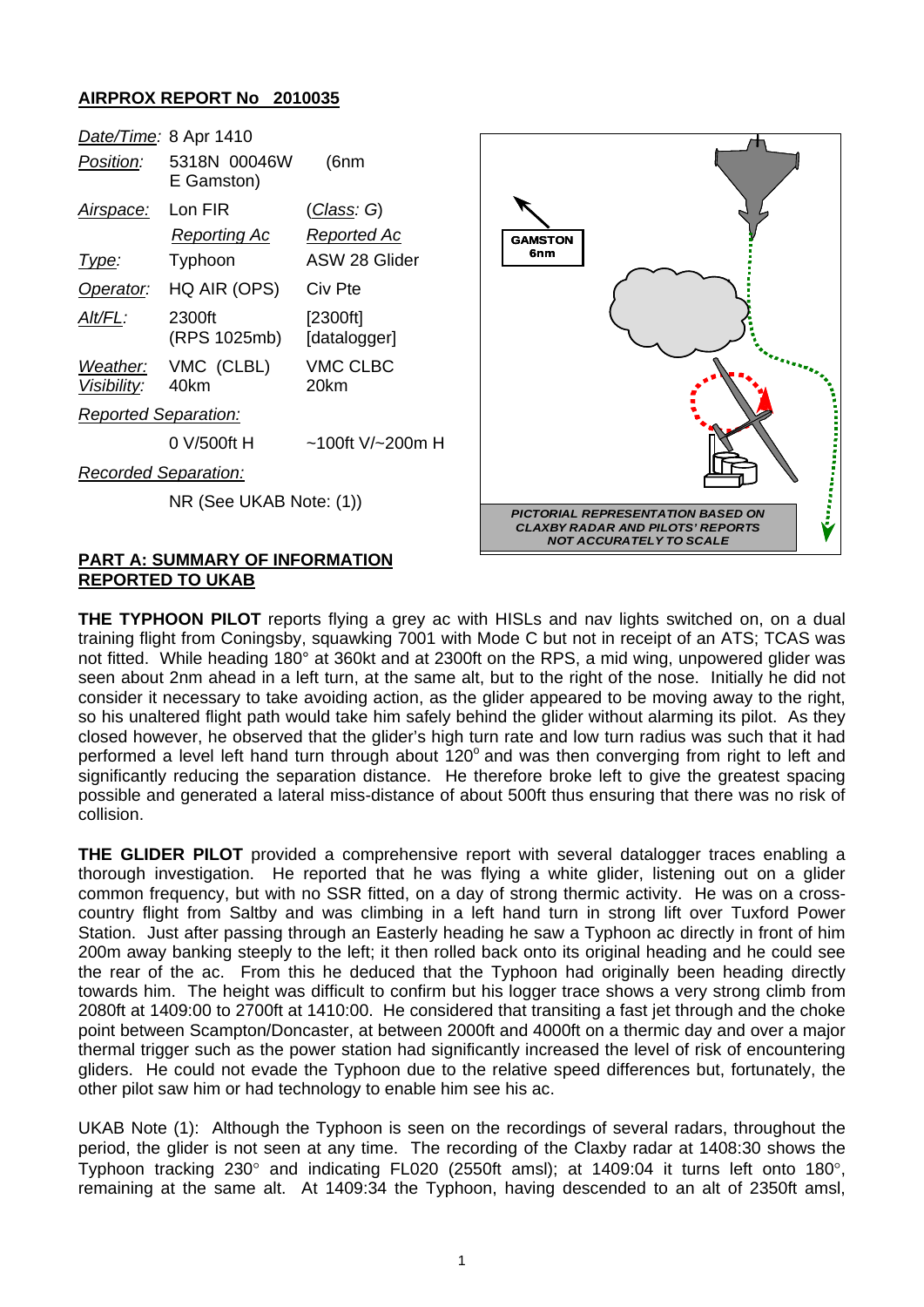## AIRPROX REPORT No 2010035

| | | |
|---|---|---|
| *Date/Time:* | 8 Apr 1410 | |
| *Position:* | 5318N 00046W (6nm E Gamston) | |
| *Airspace:* | Lon FIR | (*Class: G*) |
| | *Reporting Ac* | *Reported Ac* |
| *Type:* | Typhoon | ASW 28 Glider |
| *Operator:* | HQ AIR (OPS) | Civ Pte |
| *Alt/FL:* | 2300ft (RPS 1025mb) | [2300ft] [datalogger] |
| *Weather:* | VMC (CLBL) | VMC CLBC |
| *Visibility:* | 40km | 20km |
| *Reported Separation:* | | |
| | 0 V/500ft H | ~100ft V/~200m H |
| *Recorded Separation:* | | |
| | NR (See UKAB Note: (1)) | |

GAMSTON 6nm

PICTORIAL REPRESENTATION BASED ON CLAXBY RADAR AND PILOTS' REPORTS NOT ACCURATELY TO SCALE

### PART A: SUMMARY OF INFORMATION REPORTED TO UKAB

**THE TYPHOON PILOT** reports flying a grey ac with HISLs and nav lights switched on, on a dual training flight from Coningsby, squawking 7001 with Mode C but not in receipt of an ATS; TCAS was not fitted. While heading 180° at 360kt and at 2300ft on the RPS, a mid wing, unpowered glider was seen about 2nm ahead in a left turn, at the same alt, but to the right of the nose. Initially he did not consider it necessary to take avoiding action, as the glider appeared to be moving away to the right, so his unaltered flight path would take him safely behind the glider without alarming its pilot. As they closed however, he observed that the glider's high turn rate and low turn radius was such that it had performed a level left hand turn through about 120° and was then converging from right to left and significantly reducing the separation distance. He therefore broke left to give the greatest spacing possible and generated a lateral miss-distance of about 500ft thus ensuring that there was no risk of collision.

**THE GLIDER PILOT** provided a comprehensive report with several datalogger traces enabling a thorough investigation. He reported that he was flying a white glider, listening out on a glider common frequency, but with no SSR fitted, on a day of strong thermic activity. He was on a cross-country flight from Saltby and was climbing in a left hand turn in strong lift over Tuxford Power Station. Just after passing through an Easterly heading he saw a Typhoon ac directly in front of him 200m away banking steeply to the left; it then rolled back onto its original heading and he could see the rear of the ac. From this he deduced that the Typhoon had originally been heading directly towards him. The height was difficult to confirm but his logger trace shows a very strong climb from 2080ft at 1409:00 to 2700ft at 1410:00. He considered that transiting a fast jet through and the choke point between Scampton/Doncaster, at between 2000ft and 4000ft on a thermic day and over a major thermal trigger such as the power station had significantly increased the level of risk of encountering gliders. He could not evade the Typhoon due to the relative speed differences but, fortunately, the other pilot saw him or had technology to enable him see his ac.

UKAB Note (1): Although the Typhoon is seen on the recordings of several radars, throughout the period, the glider is not seen at any time. The recording of the Claxby radar at 1408:30 shows the Typhoon tracking 230° and indicating FL020 (2550ft amsl); at 1409:04 it turns left onto 180°, remaining at the same alt. At 1409:34 the Typhoon, having descended to an alt of 2350ft amsl,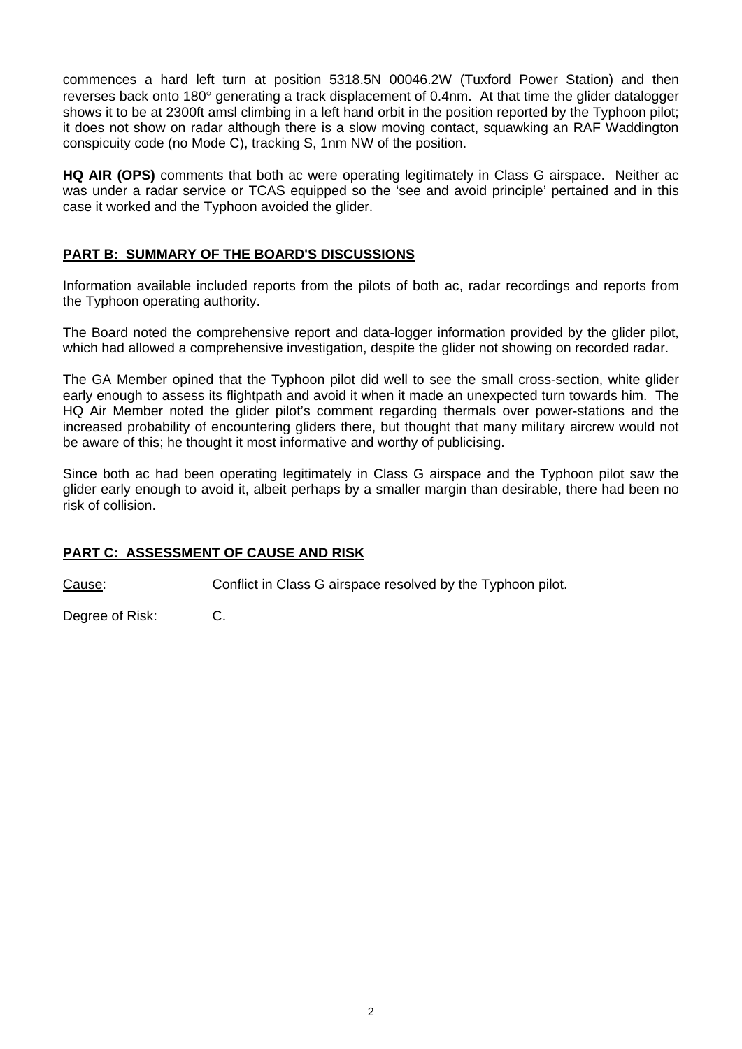commences a hard left turn at position 5318.5N 00046.2W (Tuxford Power Station) and then reverses back onto 180° generating a track displacement of 0.4nm. At that time the glider datalogger shows it to be at 2300ft amsl climbing in a left hand orbit in the position reported by the Typhoon pilot; it does not show on radar although there is a slow moving contact, squawking an RAF Waddington conspicuity code (no Mode C), tracking S, 1nm NW of the position.

**HQ AIR (OPS)** comments that both ac were operating legitimately in Class G airspace. Neither ac was under a radar service or TCAS equipped so the 'see and avoid principle' pertained and in this case it worked and the Typhoon avoided the glider.

## PART B: SUMMARY OF THE BOARD'S DISCUSSIONS

Information available included reports from the pilots of both ac, radar recordings and reports from the Typhoon operating authority.

The Board noted the comprehensive report and data-logger information provided by the glider pilot, which had allowed a comprehensive investigation, despite the glider not showing on recorded radar.

The GA Member opined that the Typhoon pilot did well to see the small cross-section, white glider early enough to assess its flightpath and avoid it when it made an unexpected turn towards him. The HQ Air Member noted the glider pilot's comment regarding thermals over power-stations and the increased probability of encountering gliders there, but thought that many military aircrew would not be aware of this; he thought it most informative and worthy of publicising.

Since both ac had been operating legitimately in Class G airspace and the Typhoon pilot saw the glider early enough to avoid it, albeit perhaps by a smaller margin than desirable, there had been no risk of collision.

## PART C: ASSESSMENT OF CAUSE AND RISK

Cause: Conflict in Class G airspace resolved by the Typhoon pilot.

Degree of Risk: C.